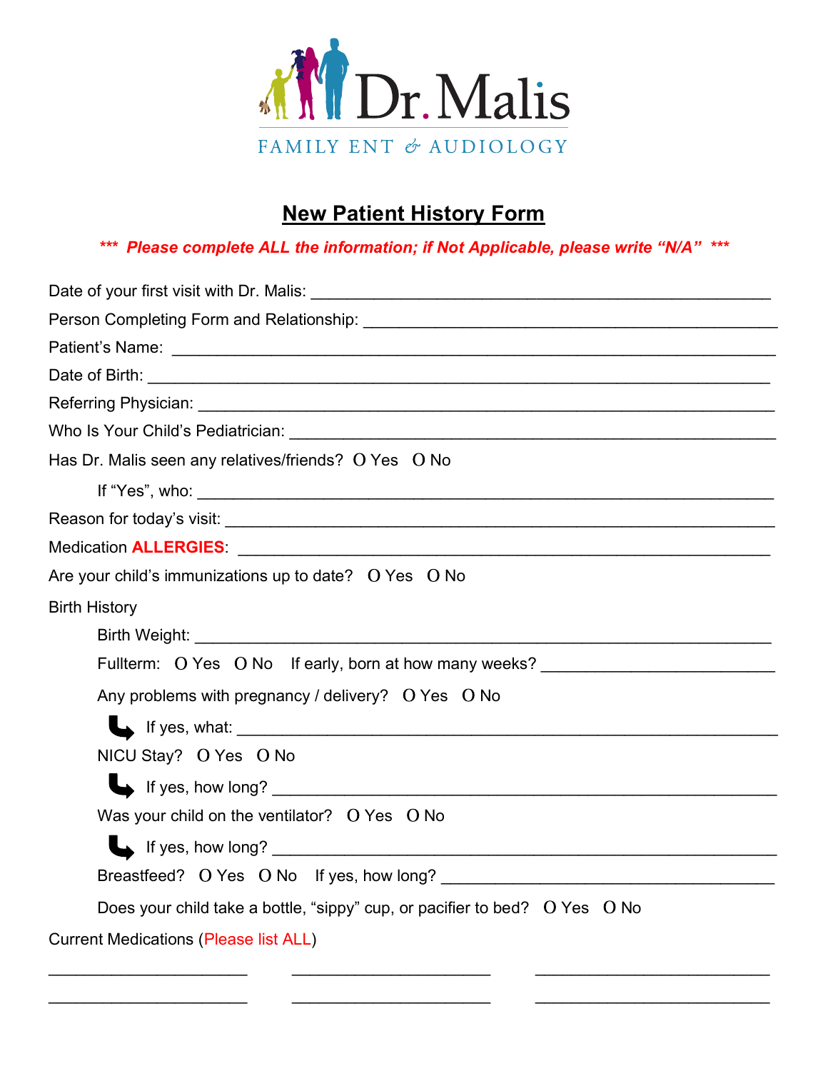Dr. Malis

FAMILY ENT & AUDIOLOGY

# New Patient History Form

***\*\*\* Please complete ALL the information; if Not Applicable, please write "N/A" \*\*\****

Date of your first visit with Dr. Malis: ___________________________________________

Person Completing Form and Relationship: ___________________________________________

Patient's Name: ___________________________________________

Date of Birth: ___________________________________________

Referring Physician: ___________________________________________

Who Is Your Child's Pediatrician: ___________________________________________

Has Dr. Malis seen any relatives/friends? O Yes O No

If "Yes", who: ___________________________________________

Reason for today's visit: ___________________________________________

Medication **ALLERGIES**: ___________________________________________

Are your child's immunizations up to date? O Yes O No

Birth History

- Birth Weight: ___________________________________________
- Fullterm: O Yes O No If early, born at how many weeks? ____________________
- Any problems with pregnancy / delivery? O Yes O No
  - If yes, what: ___________________________________________
- NICU Stay? O Yes O No
  - If yes, how long? ___________________________________________
- Was your child on the ventilator? O Yes O No
  - If yes, how long? ___________________________________________
- Breastfeed? O Yes O No If yes, how long? ____________________
- Does your child take a bottle, "sippy" cup, or pacifier to bed? O Yes O No

Current Medications (Please list ALL)

____________________ ____________________ ____________________

____________________ ____________________ ____________________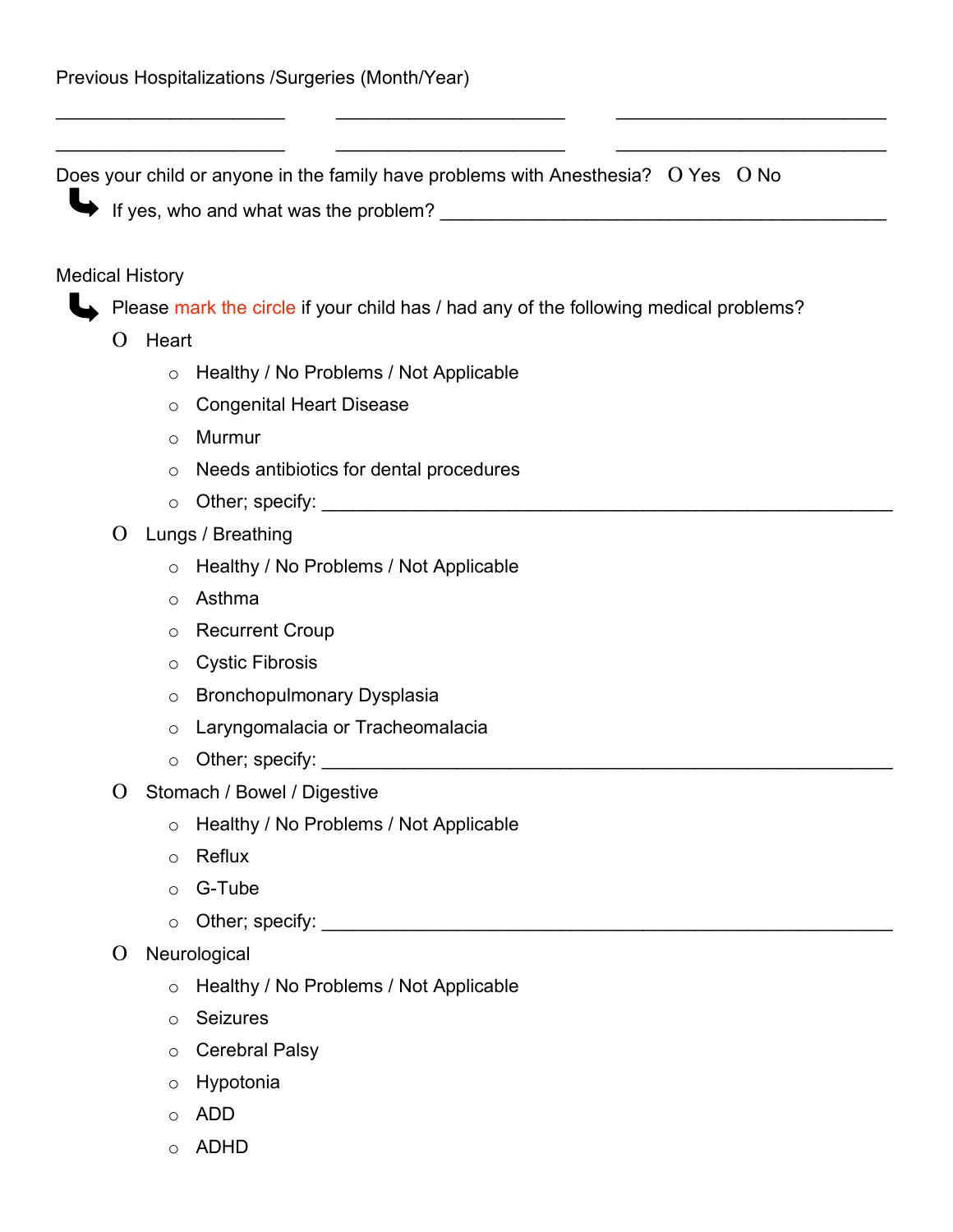Previous Hospitalizations /Surgeries (Month/Year)

______________________ ______________________ __________________________

______________________ ______________________ __________________________

Does your child or anyone in the family have problems with Anesthesia? O Yes O No

↳ If yes, who and what was the problem? ____________________________________________

Medical History

↳ Please mark the circle if your child has / had any of the following medical problems?

- O Heart
  - ○ Healthy / No Problems / Not Applicable
  - ○ Congenital Heart Disease
  - ○ Murmur
  - ○ Needs antibiotics for dental procedures
  - ○ Other; specify: ______________________________________________________
- O Lungs / Breathing
  - ○ Healthy / No Problems / Not Applicable
  - ○ Asthma
  - ○ Recurrent Croup
  - ○ Cystic Fibrosis
  - ○ Bronchopulmonary Dysplasia
  - ○ Laryngomalacia or Tracheomalacia
  - ○ Other; specify: ______________________________________________________
- O Stomach / Bowel / Digestive
  - ○ Healthy / No Problems / Not Applicable
  - ○ Reflux
  - ○ G-Tube
  - ○ Other; specify: ______________________________________________________
- O Neurological
  - ○ Healthy / No Problems / Not Applicable
  - ○ Seizures
  - ○ Cerebral Palsy
  - ○ Hypotonia
  - ○ ADD
  - ○ ADHD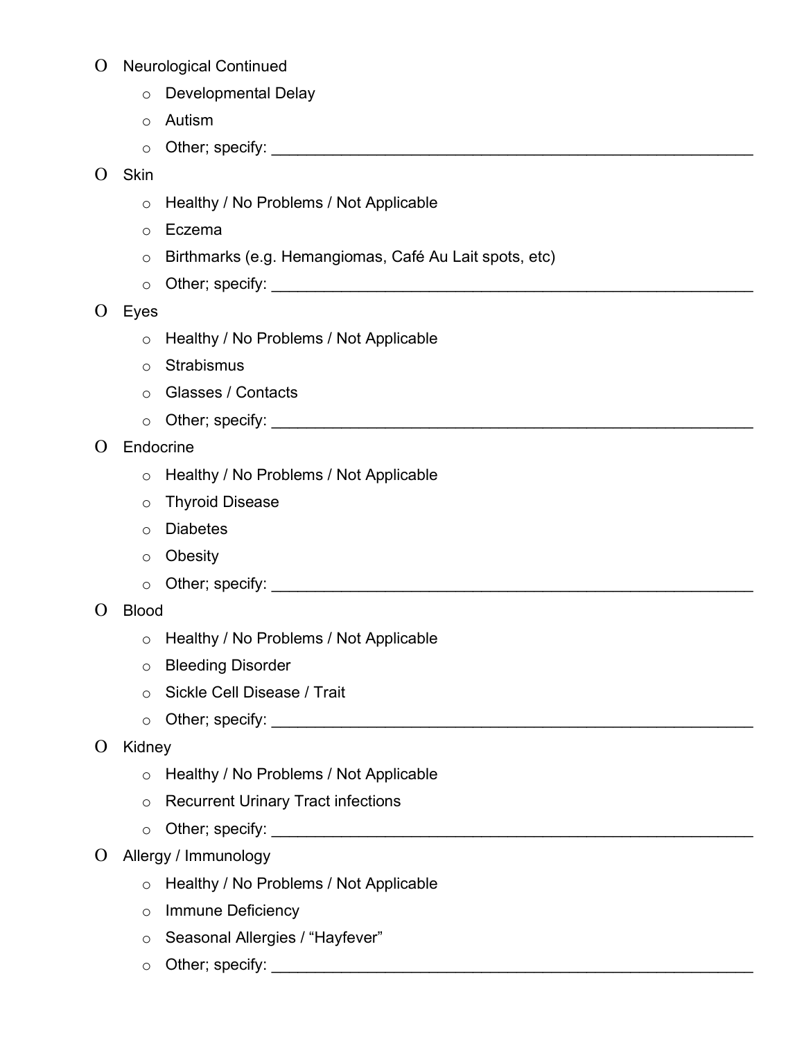- Neurological Continued
    - Developmental Delay
    - Autism
    - Other; specify: ____________________________________________________________
- Skin
    - Healthy / No Problems / Not Applicable
    - Eczema
    - Birthmarks (e.g. Hemangiomas, Café Au Lait spots, etc)
    - Other; specify: ____________________________________________________________
- Eyes
    - Healthy / No Problems / Not Applicable
    - Strabismus
    - Glasses / Contacts
    - Other; specify: ____________________________________________________________
- Endocrine
    - Healthy / No Problems / Not Applicable
    - Thyroid Disease
    - Diabetes
    - Obesity
    - Other; specify: ____________________________________________________________
- Blood
    - Healthy / No Problems / Not Applicable
    - Bleeding Disorder
    - Sickle Cell Disease / Trait
    - Other; specify: ____________________________________________________________
- Kidney
    - Healthy / No Problems / Not Applicable
    - Recurrent Urinary Tract infections
    - Other; specify: ____________________________________________________________
- Allergy / Immunology
    - Healthy / No Problems / Not Applicable
    - Immune Deficiency
    - Seasonal Allergies / "Hayfever"
    - Other; specify: ____________________________________________________________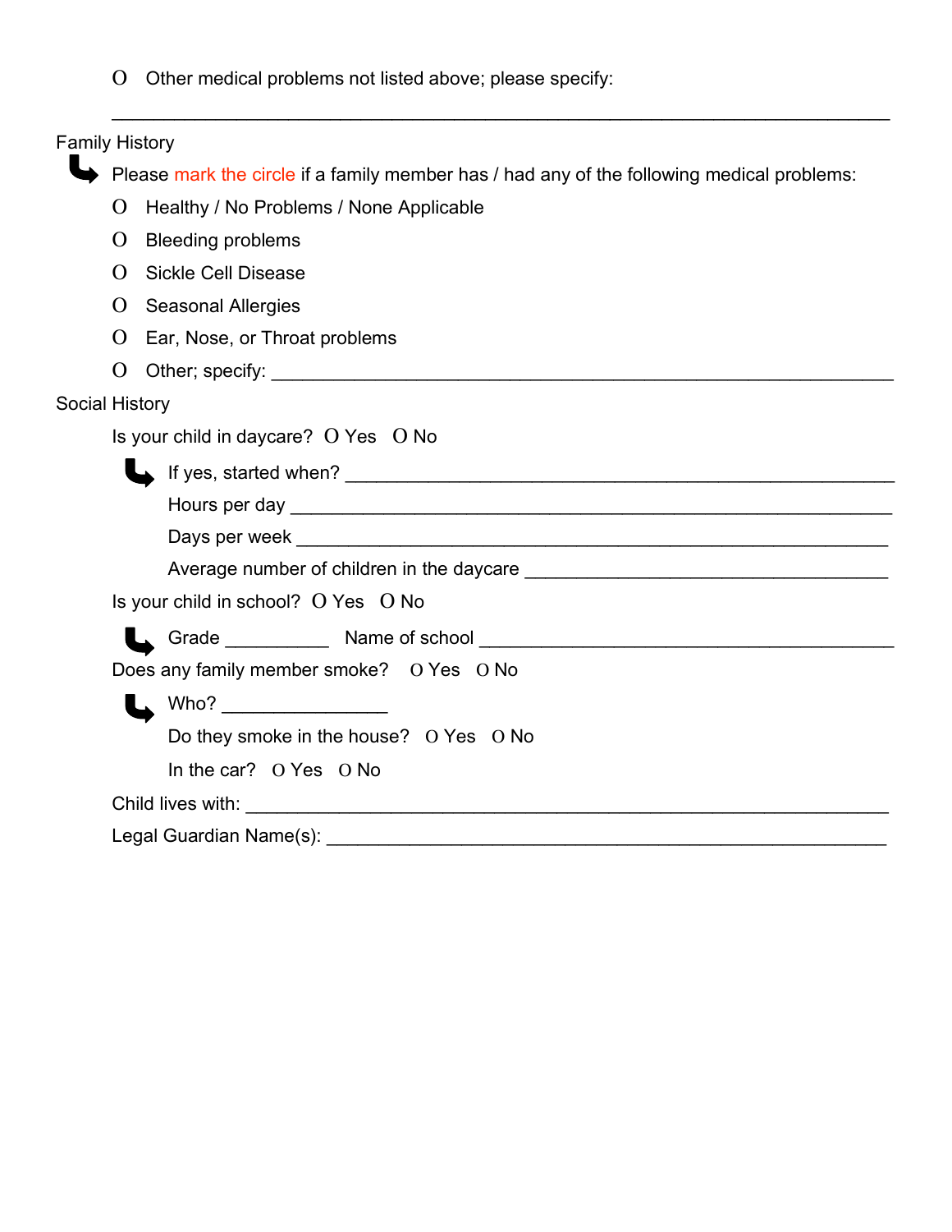O Other medical problems not listed above; please specify:

\_\_\_\_\_\_\_\_\_\_\_\_\_\_\_\_\_\_\_\_\_\_\_\_\_\_\_\_\_\_\_\_\_\_\_\_\_\_\_\_\_\_\_\_\_\_\_\_\_\_\_\_\_\_\_\_\_\_\_\_\_\_\_\_\_\_

Family History

Please mark the circle if a family member has / had any of the following medical problems:

O Healthy / No Problems / None Applicable

O Bleeding problems

O Sickle Cell Disease

O Seasonal Allergies

O Ear, Nose, or Throat problems

O Other; specify: \_\_\_\_\_\_\_\_\_\_\_\_\_\_\_\_\_\_\_\_\_\_\_\_\_\_\_\_\_\_\_\_\_\_\_\_\_\_\_\_\_\_\_\_\_\_\_\_\_\_\_\_\_\_

Social History

Is your child in daycare? O Yes O No

If yes, started when? \_\_\_\_\_\_\_\_\_\_\_\_\_\_\_\_\_\_\_\_\_\_\_\_\_\_\_\_\_\_\_\_\_\_\_\_\_\_\_\_\_\_\_\_\_\_\_\_\_\_\_

Hours per day \_\_\_\_\_\_\_\_\_\_\_\_\_\_\_\_\_\_\_\_\_\_\_\_\_\_\_\_\_\_\_\_\_\_\_\_\_\_\_\_\_\_\_\_\_\_\_\_\_\_\_\_\_\_\_

Days per week \_\_\_\_\_\_\_\_\_\_\_\_\_\_\_\_\_\_\_\_\_\_\_\_\_\_\_\_\_\_\_\_\_\_\_\_\_\_\_\_\_\_\_\_\_\_\_\_\_\_\_\_\_\_

Average number of children in the daycare \_\_\_\_\_\_\_\_\_\_\_\_\_\_\_\_\_\_\_\_\_\_\_\_\_\_\_\_\_\_\_\_

Is your child in school? O Yes O No

Grade \_\_\_\_\_\_\_\_\_\_ Name of school \_\_\_\_\_\_\_\_\_\_\_\_\_\_\_\_\_\_\_\_\_\_\_\_\_\_\_\_\_\_\_\_\_\_\_\_\_\_

Does any family member smoke? O Yes O No

Who? \_\_\_\_\_\_\_\_\_\_\_\_\_\_\_\_

Do they smoke in the house? O Yes O No

In the car? O Yes O No

Child lives with: \_\_\_\_\_\_\_\_\_\_\_\_\_\_\_\_\_\_\_\_\_\_\_\_\_\_\_\_\_\_\_\_\_\_\_\_\_\_\_\_\_\_\_\_\_\_\_\_\_\_\_\_\_\_\_\_\_\_\_\_

Legal Guardian Name(s): \_\_\_\_\_\_\_\_\_\_\_\_\_\_\_\_\_\_\_\_\_\_\_\_\_\_\_\_\_\_\_\_\_\_\_\_\_\_\_\_\_\_\_\_\_\_\_\_\_\_\_\_\_